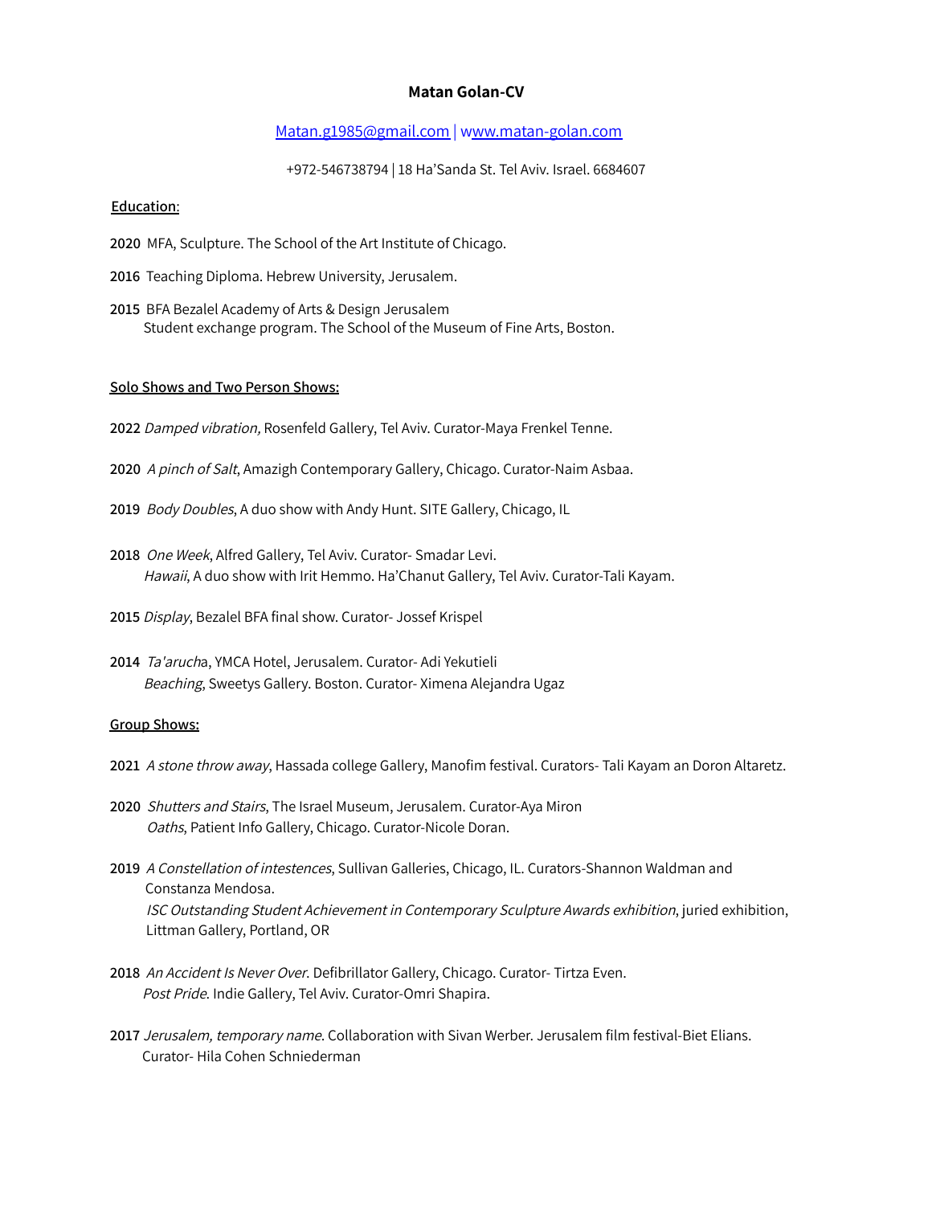# Matan Golan-CV

[Matan.g1985@gmail.com](mailto:Matan.g1985@gmail.com) | [www.matan-golan.com](http://www.matan-golan.com)

+972-546738794 | 18 Ha'Sanda St. Tel Aviv. Israel. 6684607

## Education:

**2020** MFA, Sculpture. The School of the Art Institute of Chicago.

**2016** Teaching Diploma. Hebrew University, Jerusalem.

**2015** BFA Bezalel Academy of Arts & Design Jerusalem
Student exchange program. The School of the Museum of Fine Arts, Boston.

## Solo Shows and Two Person Shows:

**2022** *Damped vibration,* Rosenfeld Gallery, Tel Aviv. Curator-Maya Frenkel Tenne.

**2020** *A pinch of Salt*, Amazigh Contemporary Gallery, Chicago. Curator-Naim Asbaa.

**2019** *Body Doubles*, A duo show with Andy Hunt. SITE Gallery, Chicago, IL

**2018** *One Week*, Alfred Gallery, Tel Aviv. Curator- Smadar Levi.
*Hawaii*, A duo show with Irit Hemmo. Ha'Chanut Gallery, Tel Aviv. Curator-Tali Kayam.

**2015** *Display*, Bezalel BFA final show. Curator- Jossef Krispel

**2014** *Ta'arucha*, YMCA Hotel, Jerusalem. Curator- Adi Yekutieli
*Beaching*, Sweetys Gallery. Boston. Curator- Ximena Alejandra Ugaz

## Group Shows:

**2021** *A stone throw away*, Hassada college Gallery, Manofim festival. Curators- Tali Kayam an Doron Altaretz.

**2020** *Shutters and Stairs*, The Israel Museum, Jerusalem. Curator-Aya Miron
*Oaths*, Patient Info Gallery, Chicago. Curator-Nicole Doran.

**2019** *A Constellation of intestences*, Sullivan Galleries, Chicago, IL. Curators-Shannon Waldman and Constanza Mendosa.
*ISC Outstanding Student Achievement in Contemporary Sculpture Awards exhibition*, juried exhibition, Littman Gallery, Portland, OR

**2018** *An Accident Is Never Over.* Defibrillator Gallery, Chicago. Curator- Tirtza Even.
*Post Pride.* Indie Gallery, Tel Aviv. Curator-Omri Shapira.

**2017** *Jerusalem, temporary name.* Collaboration with Sivan Werber. Jerusalem film festival-Biet Elians.
Curator- Hila Cohen Schniederman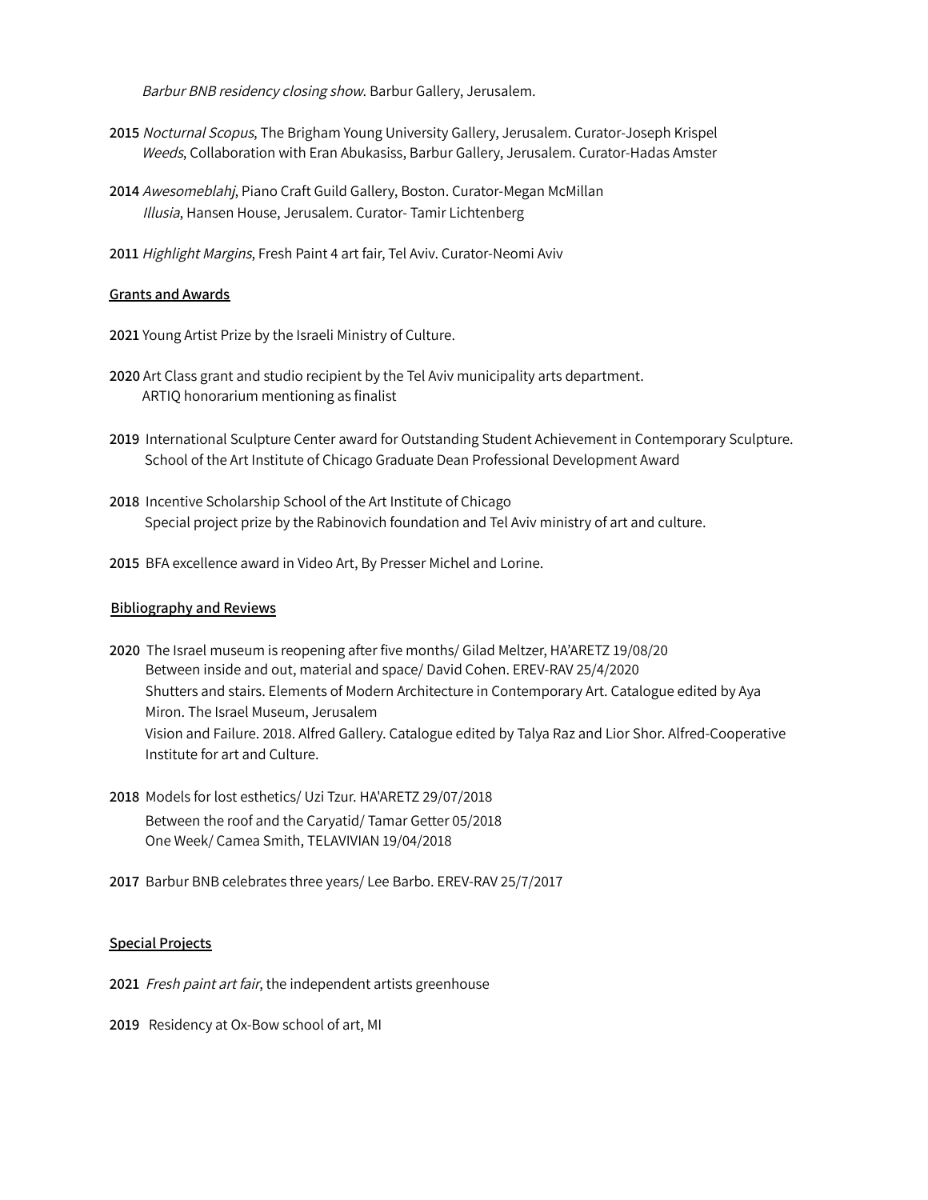*Barbur BNB residency closing show*. Barbur Gallery, Jerusalem.

**2015** *Nocturnal Scopus*, The Brigham Young University Gallery, Jerusalem. Curator-Joseph Krispel
*Weeds*, Collaboration with Eran Abukasiss, Barbur Gallery, Jerusalem. Curator-Hadas Amster

**2014** *Awesomeblahj*, Piano Craft Guild Gallery, Boston. Curator-Megan McMillan
*Illusia*, Hansen House, Jerusalem. Curator- Tamir Lichtenberg

**2011** *Highlight Margins*, Fresh Paint 4 art fair, Tel Aviv. Curator-Neomi Aviv

## Grants and Awards

**2021** Young Artist Prize by the Israeli Ministry of Culture.

**2020** Art Class grant and studio recipient by the Tel Aviv municipality arts department.
ARTIQ honorarium mentioning as finalist

**2019** International Sculpture Center award for Outstanding Student Achievement in Contemporary Sculpture.
School of the Art Institute of Chicago Graduate Dean Professional Development Award

**2018** Incentive Scholarship School of the Art Institute of Chicago
Special project prize by the Rabinovich foundation and Tel Aviv ministry of art and culture.

**2015** BFA excellence award in Video Art, By Presser Michel and Lorine.

## Bibliography and Reviews

**2020** The Israel museum is reopening after five months/ Gilad Meltzer, HA'ARETZ 19/08/20
Between inside and out, material and space/ David Cohen. EREV-RAV 25/4/2020
Shutters and stairs. Elements of Modern Architecture in Contemporary Art. Catalogue edited by Aya Miron. The Israel Museum, Jerusalem
Vision and Failure. 2018. Alfred Gallery. Catalogue edited by Talya Raz and Lior Shor. Alfred-Cooperative Institute for art and Culture.

**2018** Models for lost esthetics/ Uzi Tzur. HA'ARETZ 29/07/2018
Between the roof and the Caryatid/ Tamar Getter 05/2018
One Week/ Camea Smith, TELAVIVIAN 19/04/2018

**2017** Barbur BNB celebrates three years/ Lee Barbo. EREV-RAV 25/7/2017

## Special Projects

**2021** *Fresh paint art fair*, the independent artists greenhouse

**2019** Residency at Ox-Bow school of art, MI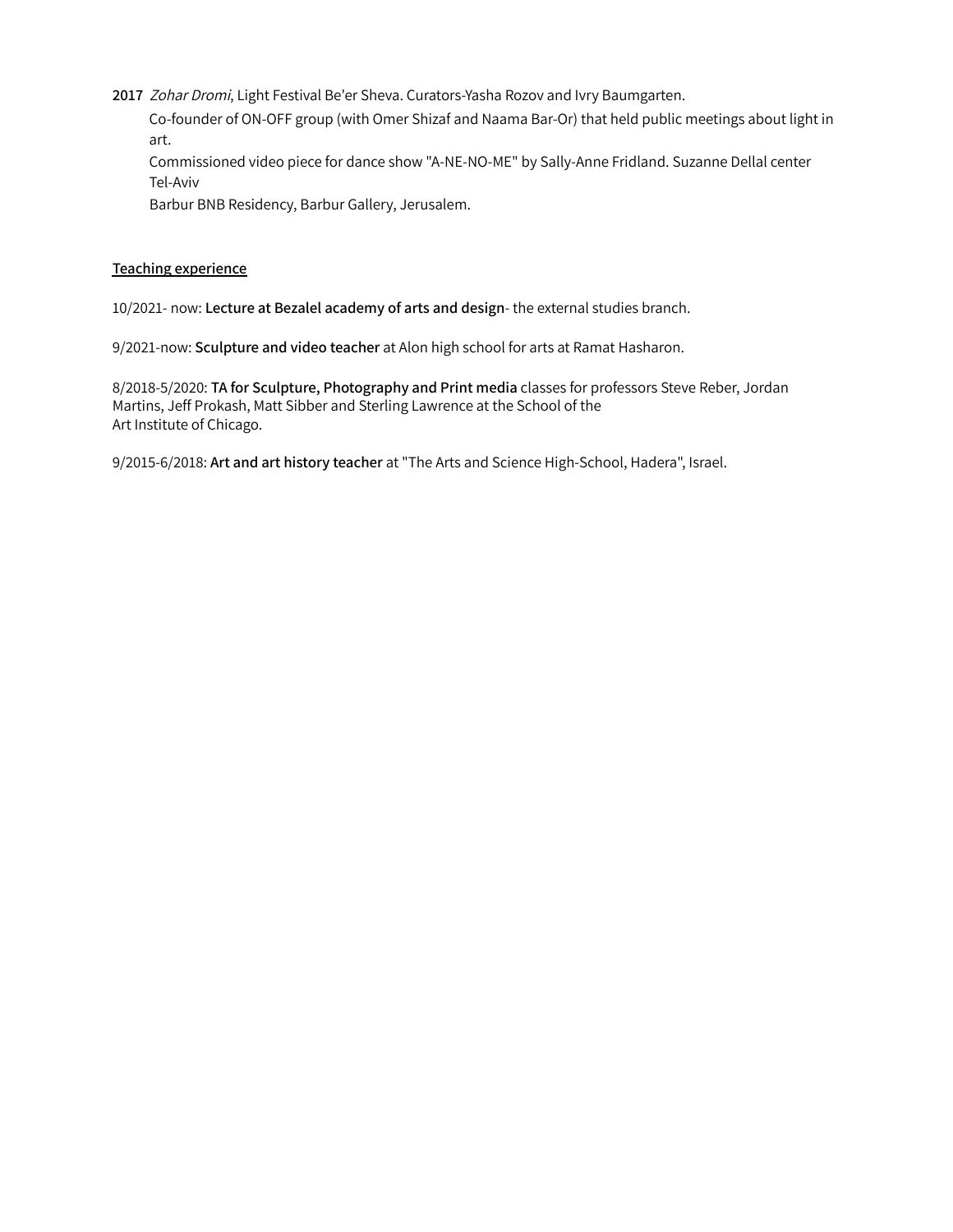**2017** *Zohar Dromi*, Light Festival Be'er Sheva. Curators-Yasha Rozov and Ivry Baumgarten.

Co-founder of ON-OFF group (with Omer Shizaf and Naama Bar-Or) that held public meetings about light in art.

Commissioned video piece for dance show "A-NE-NO-ME" by Sally-Anne Fridland. Suzanne Dellal center Tel-Aviv

Barbur BNB Residency, Barbur Gallery, Jerusalem.

## Teaching experience

10/2021- now: **Lecture at Bezalel academy of arts and design**- the external studies branch.

9/2021-now: **Sculpture and video teacher** at Alon high school for arts at Ramat Hasharon.

8/2018-5/2020: **TA for Sculpture, Photography and Print media** classes for professors Steve Reber, Jordan Martins, Jeff Prokash, Matt Sibber and Sterling Lawrence at the School of the Art Institute of Chicago.

9/2015-6/2018: **Art and art history teacher** at "The Arts and Science High-School, Hadera", Israel.